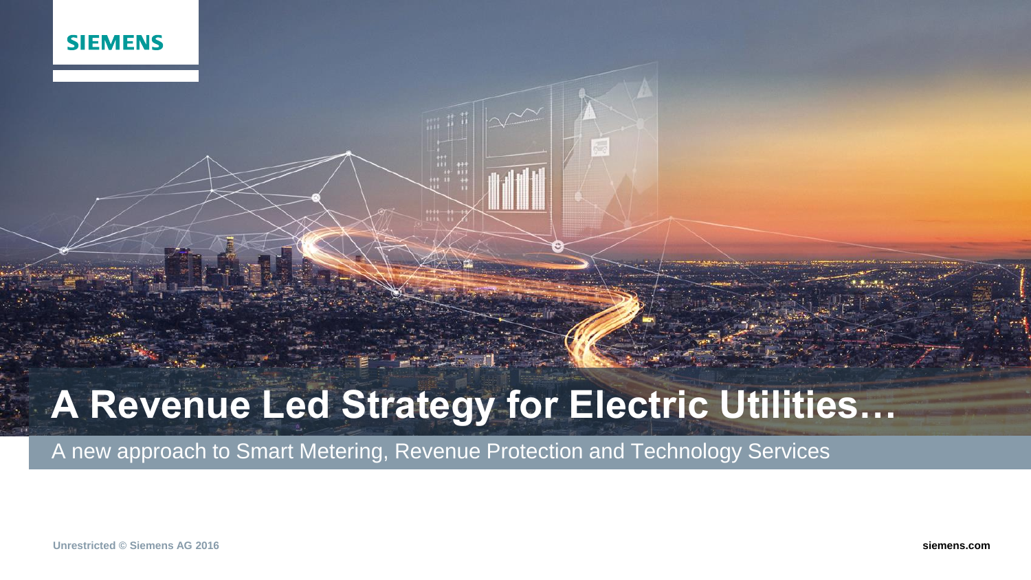SIEMENS

# A Revenue Led Strategy for Electric Utilities…

A new approach to Smart Metering, Revenue Protection and Technology Services

Unrestricted © Siemens AG 2016

siemens.com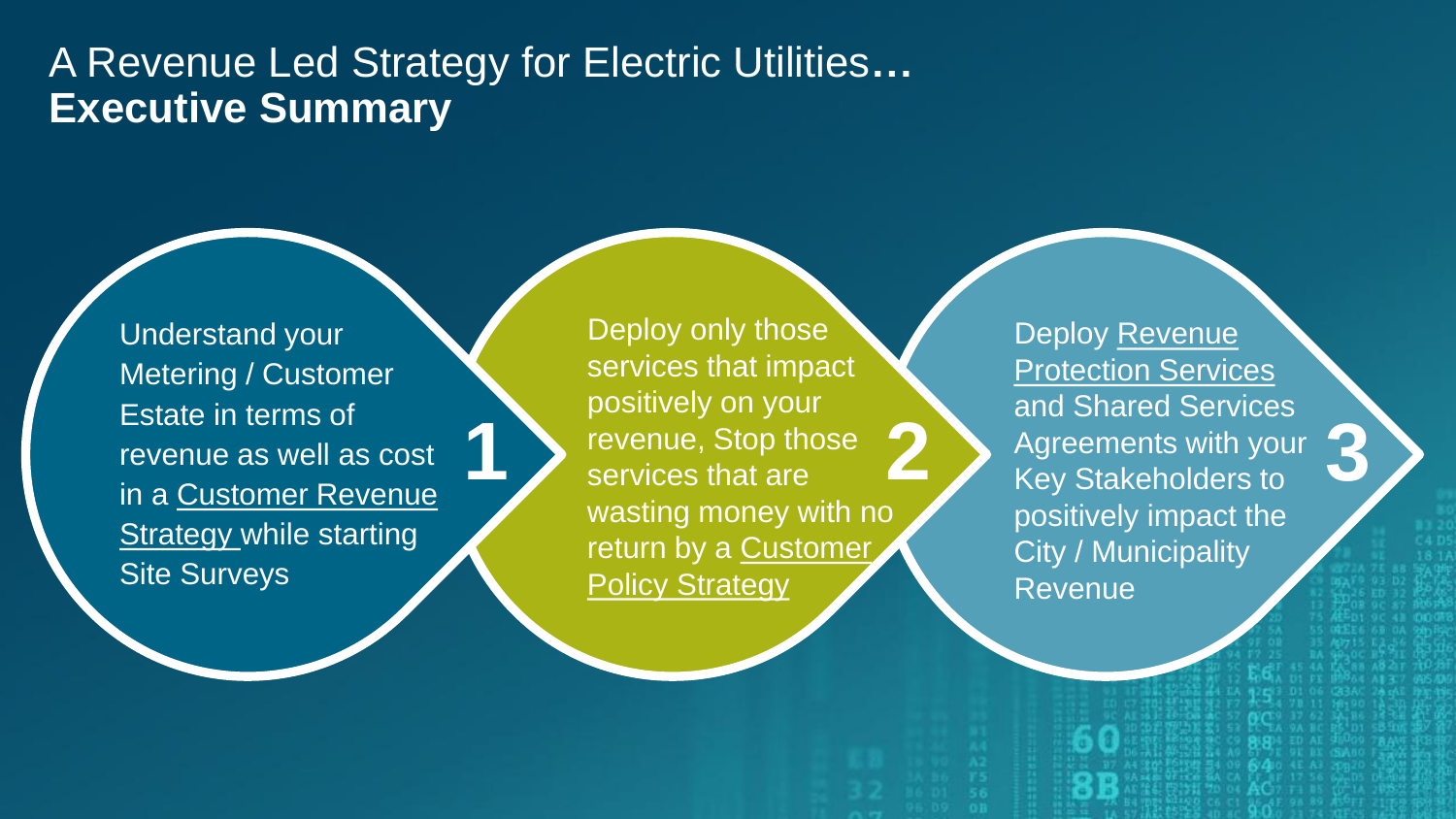# A Revenue Led Strategy for Electric Utilities… **Executive Summary**

**1** Understand your Metering / Customer Estate in terms of revenue as well as cost in a Customer Revenue Strategy while starting Site Surveys

**2** Deploy only those services that impact positively on your revenue, Stop those services that are wasting money with no return by a Customer Policy Strategy

**3** Deploy Revenue Protection Services and Shared Services Agreements with your Key Stakeholders to positively impact the City / Municipality Revenue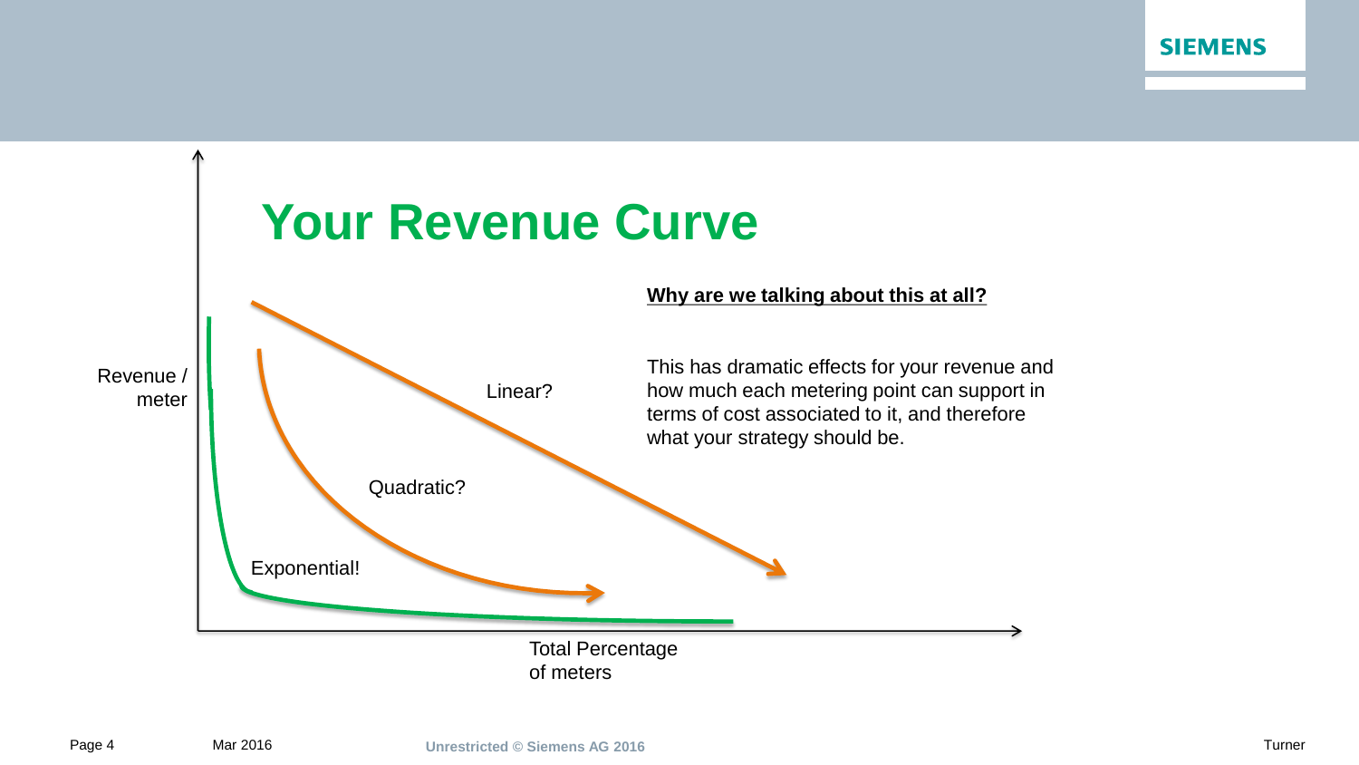# Your Revenue Curve

Revenue / meter

Linear?

Quadratic?

Exponential!

Total Percentage of meters

**Why are we talking about this at all?**

This has dramatic effects for your revenue and how much each metering point can support in terms of cost associated to it, and therefore what your strategy should be.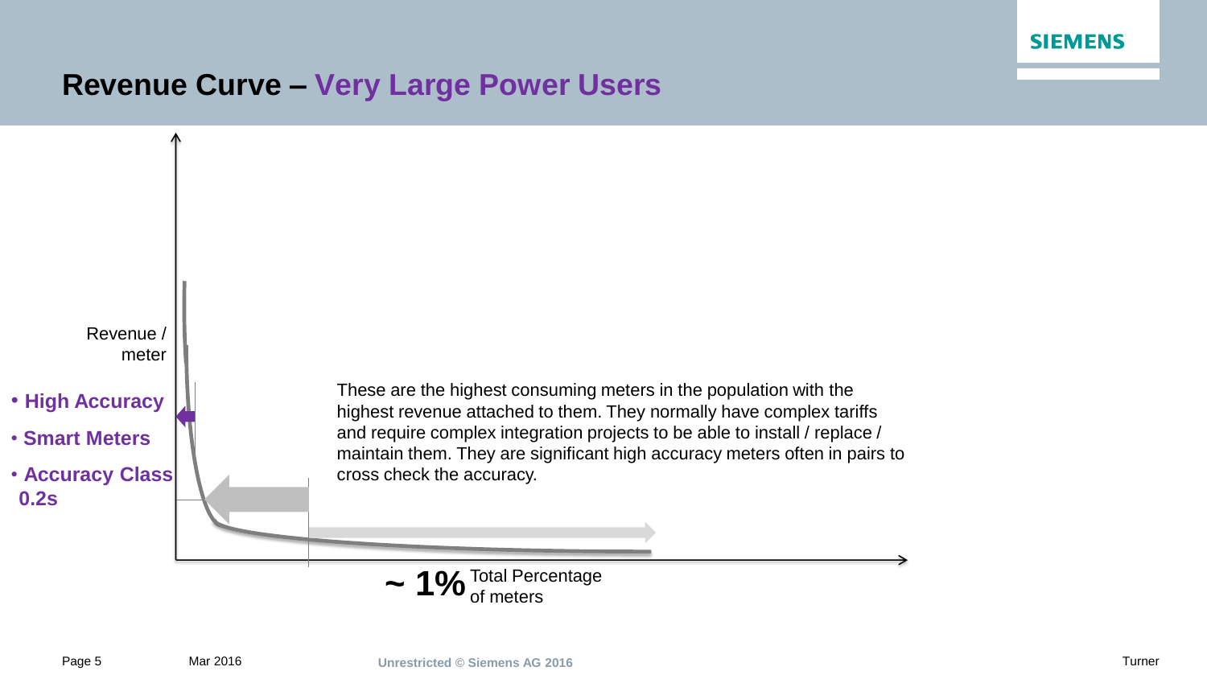# Revenue Curve – Very Large Power Users

Revenue / meter

- **High Accuracy**
- **Smart Meters**
- **Accuracy Class 0.2s**

These are the highest consuming meters in the population with the highest revenue attached to them. They normally have complex tariffs and require complex integration projects to be able to install / replace / maintain them. They are significant high accuracy meters often in pairs to cross check the accuracy.

**~ 1%** Total Percentage of meters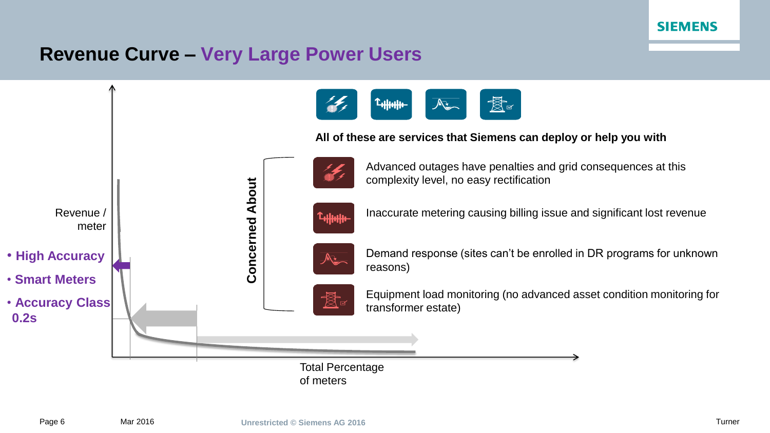# Revenue Curve – Very Large Power Users

Revenue / meter

- **High Accuracy**
- **Smart Meters**
- **Accuracy Class 0.2s**

Total Percentage of meters

**All of these are services that Siemens can deploy or help you with**

**Concerned About**

- Advanced outages have penalties and grid consequences at this complexity level, no easy rectification
- Inaccurate metering causing billing issue and significant lost revenue
- Demand response (sites can't be enrolled in DR programs for unknown reasons)
- Equipment load monitoring (no advanced asset condition monitoring for transformer estate)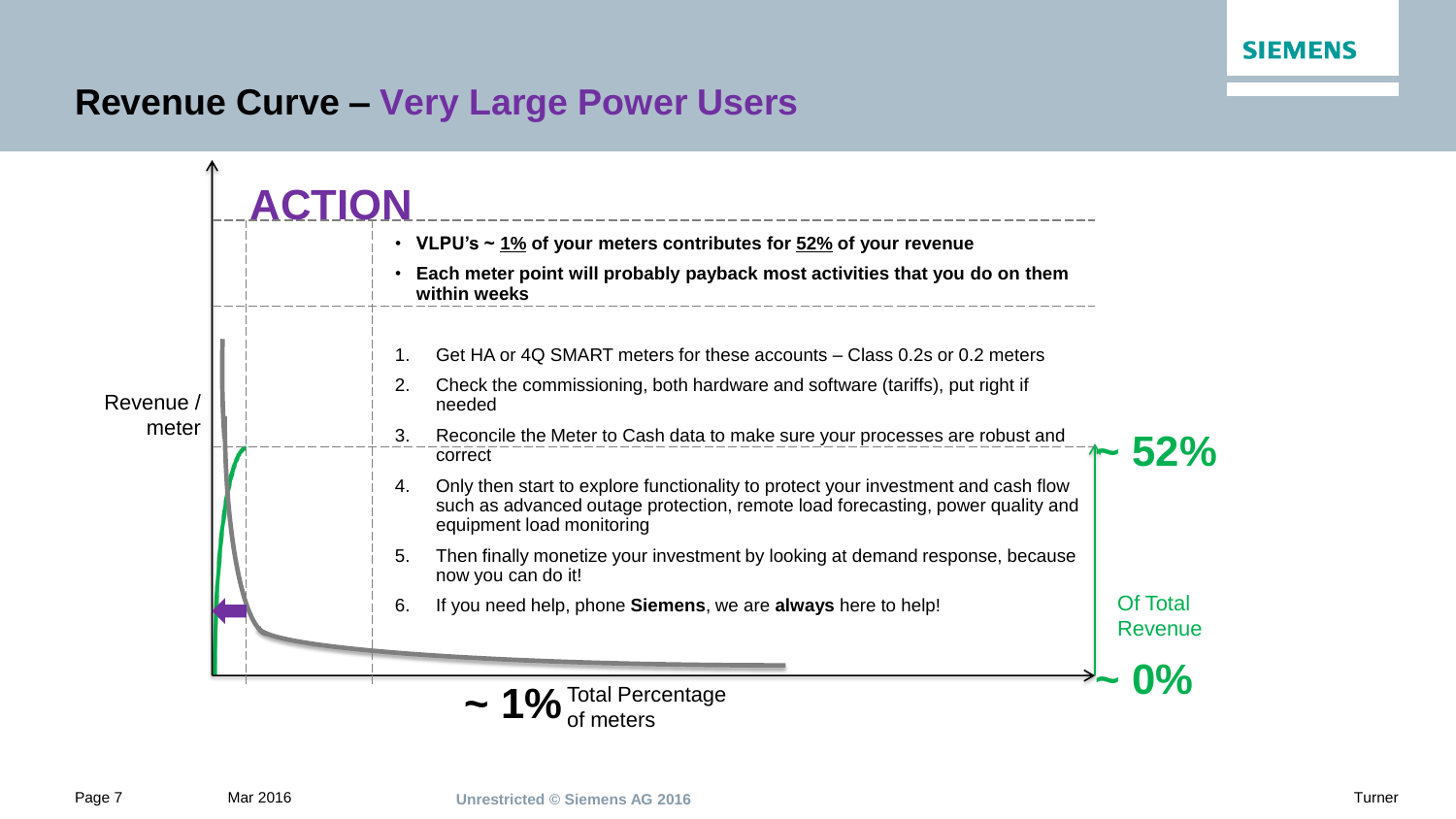# Revenue Curve – Very Large Power Users

## ACTION

- **VLPU's ~ 1% of your meters contributes for 52% of your revenue**
- **Each meter point will probably payback most activities that you do on them within weeks**

1. Get HA or 4Q SMART meters for these accounts – Class 0.2s or 0.2 meters
2. Check the commissioning, both hardware and software (tariffs), put right if needed
3. Reconcile the Meter to Cash data to make sure your processes are robust and correct
4. Only then start to explore functionality to protect your investment and cash flow such as advanced outage protection, remote load forecasting, power quality and equipment load monitoring
5. Then finally monetize your investment by looking at demand response, because now you can do it!
6. If you need help, phone **Siemens**, we are **always** here to help!

Revenue / meter

~ 52% Of Total Revenue ~ 0%

~ 1% Total Percentage of meters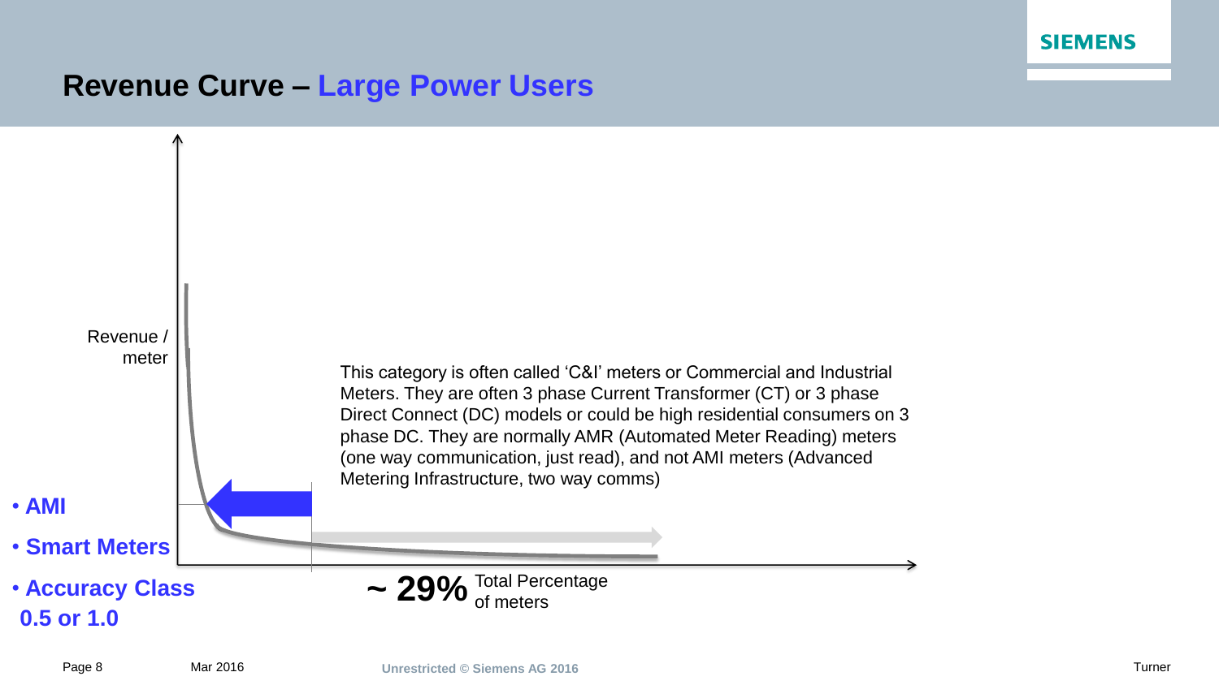# Revenue Curve – Large Power Users

Revenue / meter

This category is often called 'C&I' meters or Commercial and Industrial Meters. They are often 3 phase Current Transformer (CT) or 3 phase Direct Connect (DC) models or could be high residential consumers on 3 phase DC. They are normally AMR (Automated Meter Reading) meters (one way communication, just read), and not AMI meters (Advanced Metering Infrastructure, two way comms)

- **AMI**
- **Smart Meters**
- **Accuracy Class 0.5 or 1.0**

**~ 29%** Total Percentage of meters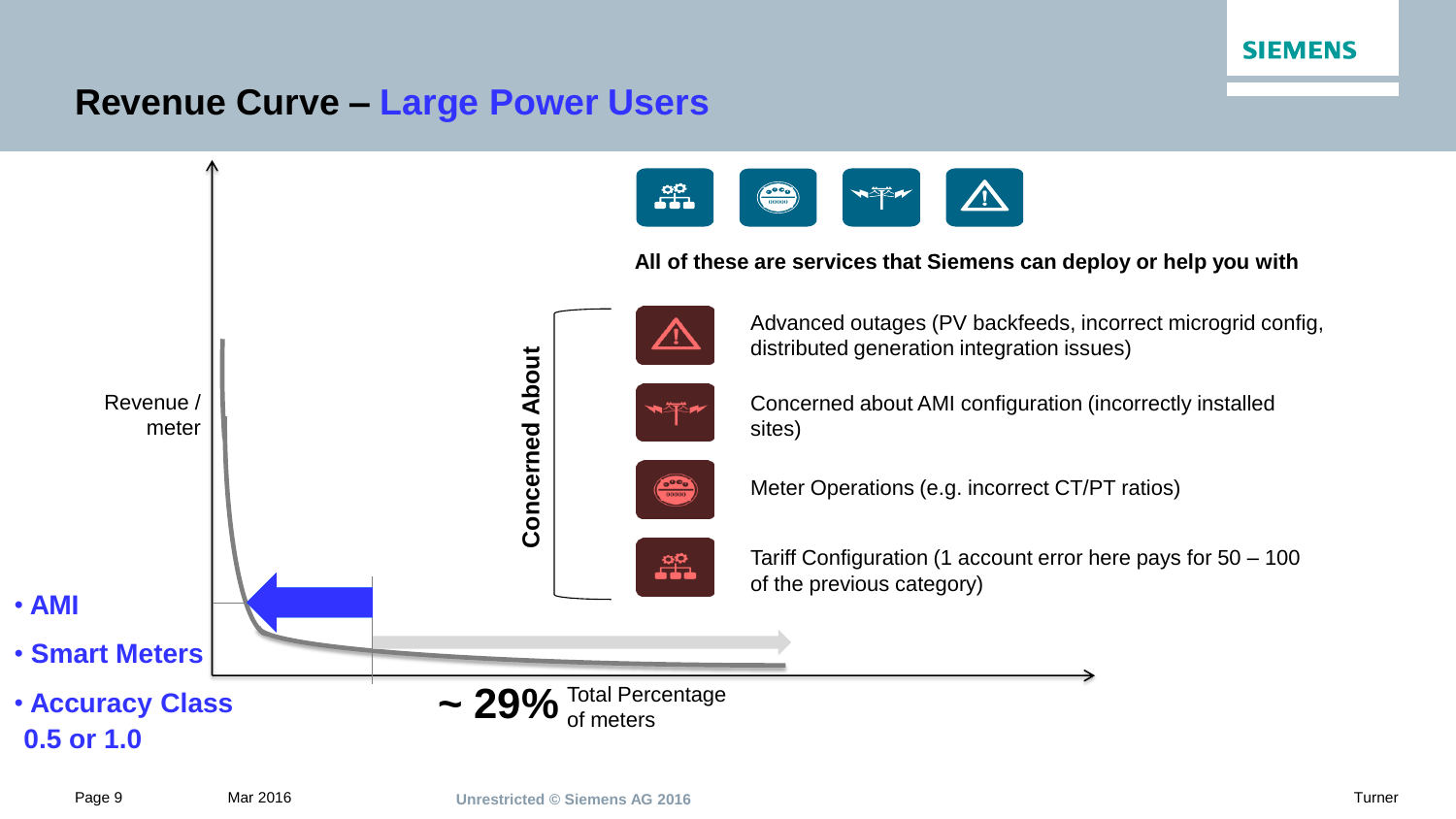# Revenue Curve – Large Power Users

Revenue / meter

- AMI
- Smart Meters
- Accuracy Class 0.5 or 1.0

**~ 29%** Total Percentage of meters

**All of these are services that Siemens can deploy or help you with**

**Concerned About**

- Advanced outages (PV backfeeds, incorrect microgrid config, distributed generation integration issues)
- Concerned about AMI configuration (incorrectly installed sites)
- Meter Operations (e.g. incorrect CT/PT ratios)
- Tariff Configuration (1 account error here pays for 50 – 100 of the previous category)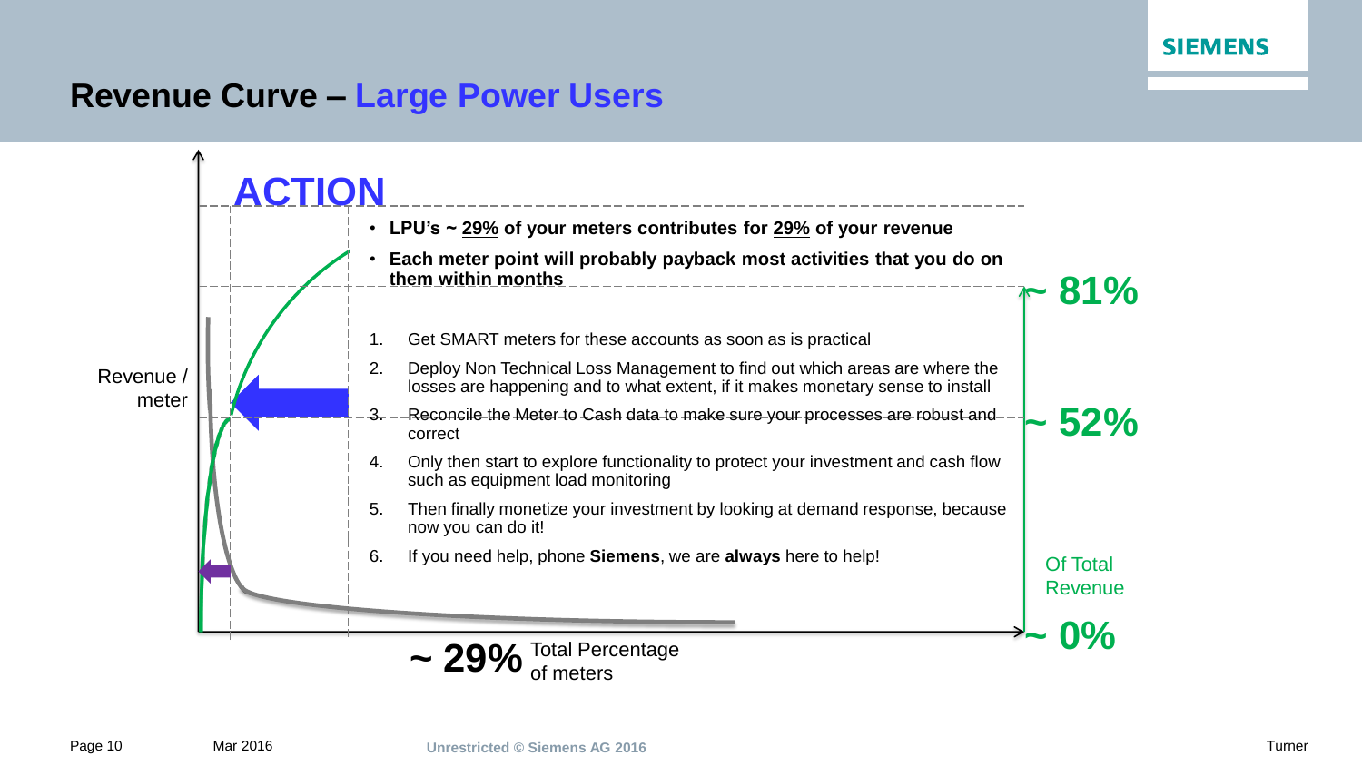# Revenue Curve – Large Power Users

## ACTION

- **LPU's ~ 29% of your meters contributes for 29% of your revenue**
- **Each meter point will probably payback most activities that you do on them within months**

1. Get SMART meters for these accounts as soon as is practical
2. Deploy Non Technical Loss Management to find out which areas are where the losses are happening and to what extent, if it makes monetary sense to install
3. Reconcile the Meter to Cash data to make sure your processes are robust and correct
4. Only then start to explore functionality to protect your investment and cash flow such as equipment load monitoring
5. Then finally monetize your investment by looking at demand response, because now you can do it!
6. If you need help, phone **Siemens**, we are **always** here to help!

Revenue / meter

~ 81%

~ 52%

Of Total Revenue

~ 0%

**~ 29%** Total Percentage of meters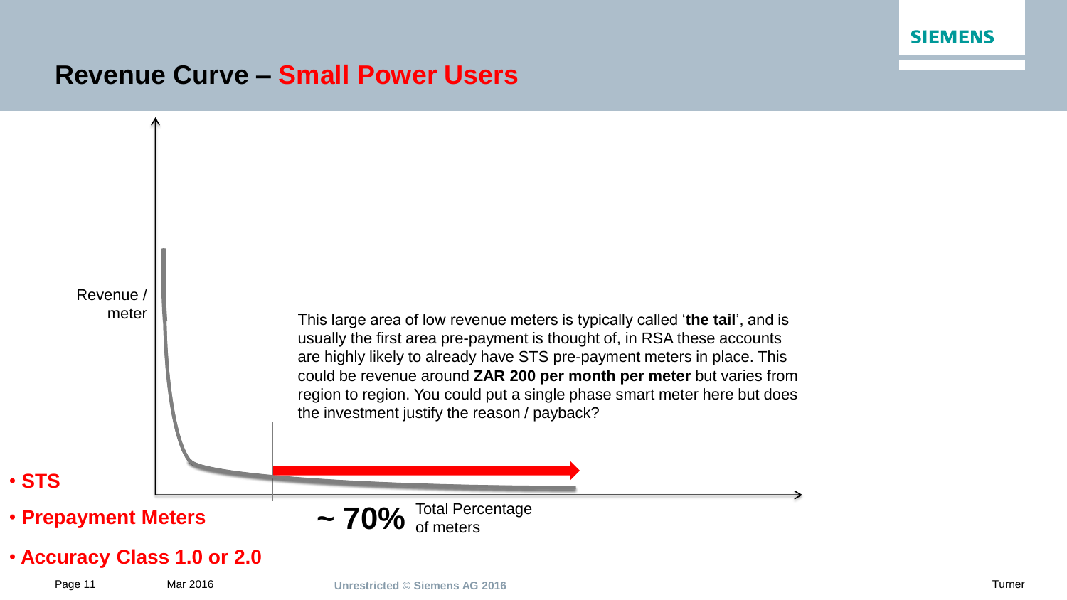# Revenue Curve – Small Power Users

Revenue / meter

This large area of low revenue meters is typically called '**the tail**', and is usually the first area pre-payment is thought of, in RSA these accounts are highly likely to already have STS pre-payment meters in place. This could be revenue around **ZAR 200 per month per meter** but varies from region to region. You could put a single phase smart meter here but does the investment justify the reason / payback?

**~ 70%** Total Percentage of meters

- **STS**
- **Prepayment Meters**
- **Accuracy Class 1.0 or 2.0**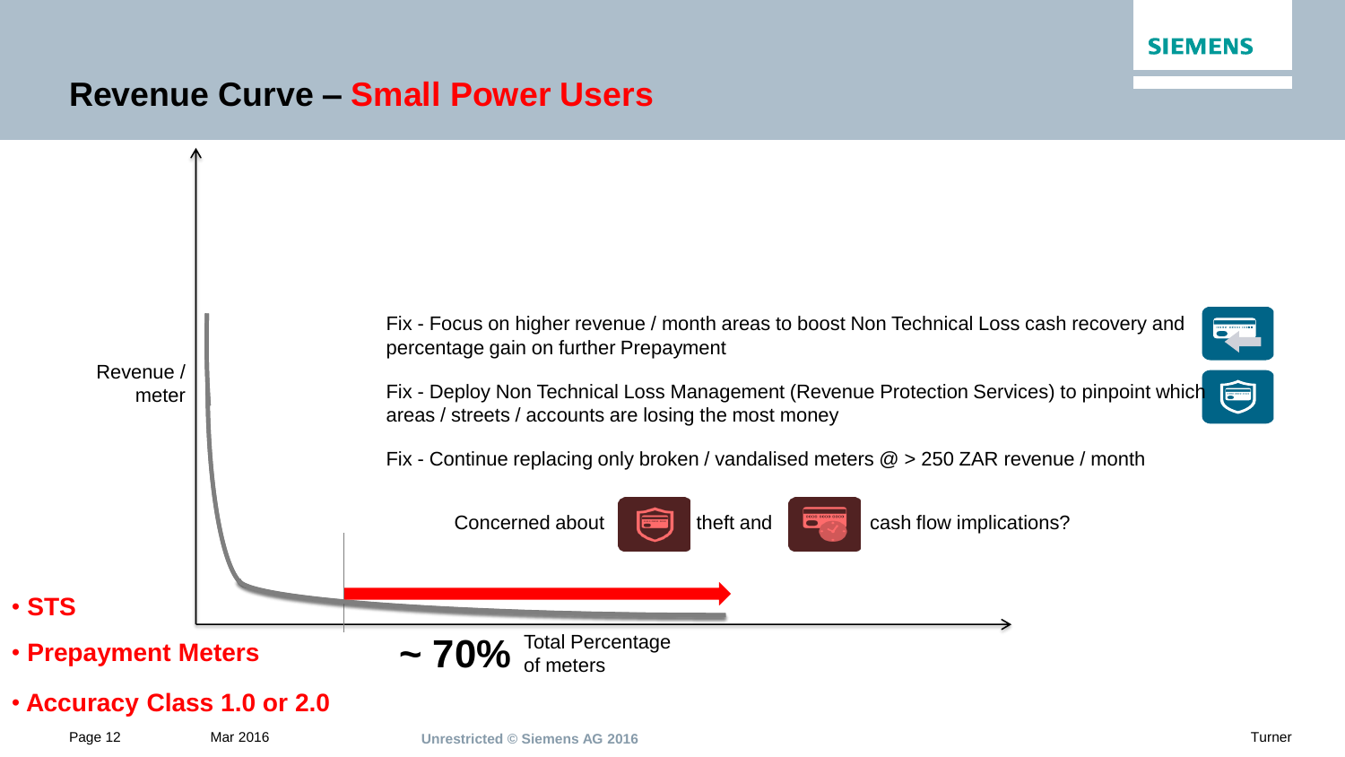# Revenue Curve – Small Power Users

Revenue / meter

Fix - Focus on higher revenue / month areas to boost Non Technical Loss cash recovery and percentage gain on further Prepayment

Fix - Deploy Non Technical Loss Management (Revenue Protection Services) to pinpoint which areas / streets / accounts are losing the most money

Fix - Continue replacing only broken / vandalised meters @ > 250 ZAR revenue / month

Concerned about theft and cash flow implications?

**~ 70%** Total Percentage of meters

- **STS**
- **Prepayment Meters**
- **Accuracy Class 1.0 or 2.0**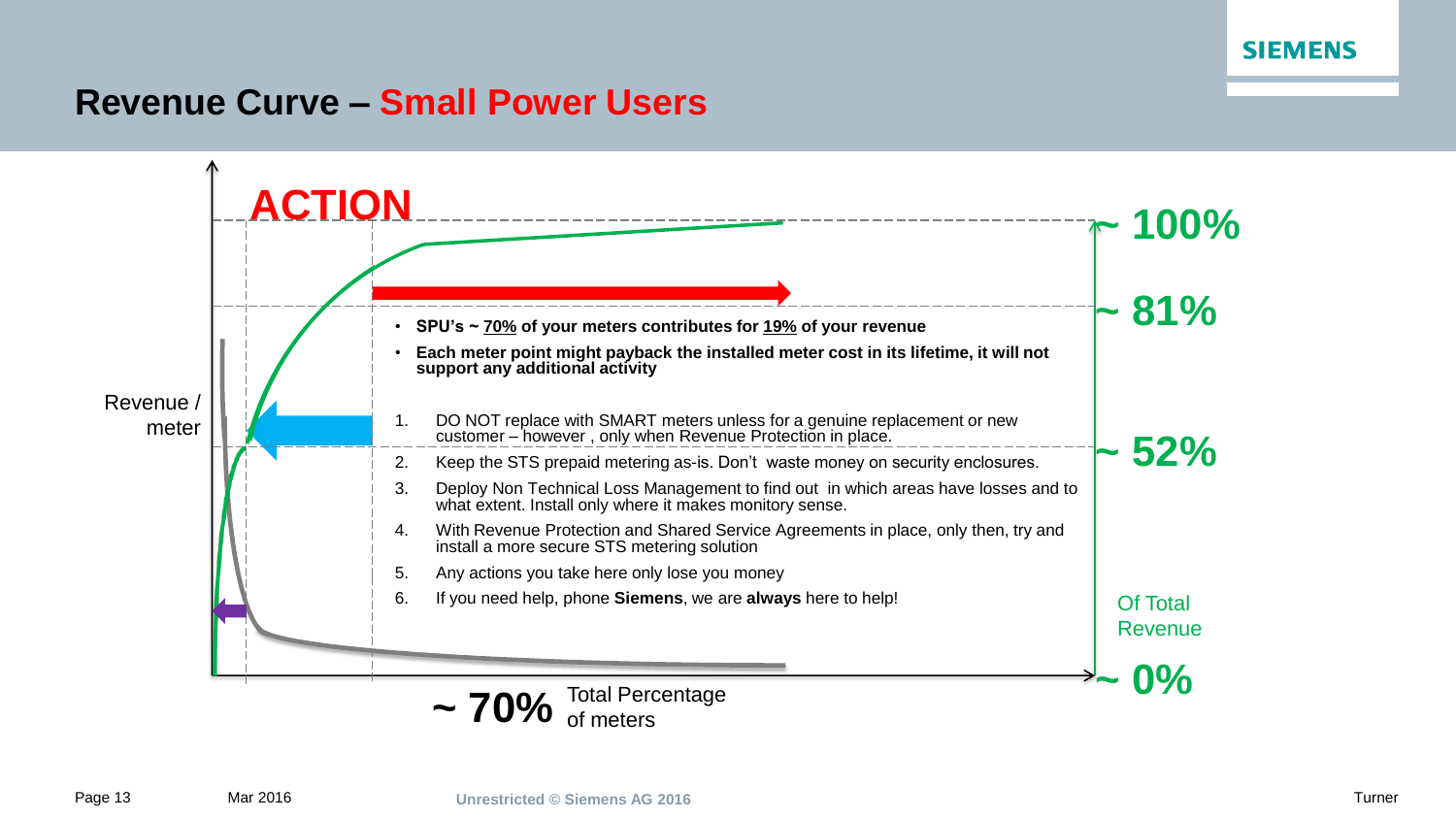# Revenue Curve – Small Power Users

ACTION

Revenue / meter

- **SPU's ~ 70% of your meters contributes for 19% of your revenue**
- **Each meter point might payback the installed meter cost in its lifetime, it will not support any additional activity**

1. DO NOT replace with SMART meters unless for a genuine replacement or new customer – however , only when Revenue Protection in place.
2. Keep the STS prepaid metering as-is. Don't waste money on security enclosures.
3. Deploy Non Technical Loss Management to find out in which areas have losses and to what extent. Install only where it makes monitory sense.
4. With Revenue Protection and Shared Service Agreements in place, only then, try and install a more secure STS metering solution
5. Any actions you take here only lose you money
6. If you need help, phone **Siemens**, we are **always** here to help!

~ 100%

~ 81%

~ 52%

Of Total Revenue

~ 0%

**~ 70%** Total Percentage of meters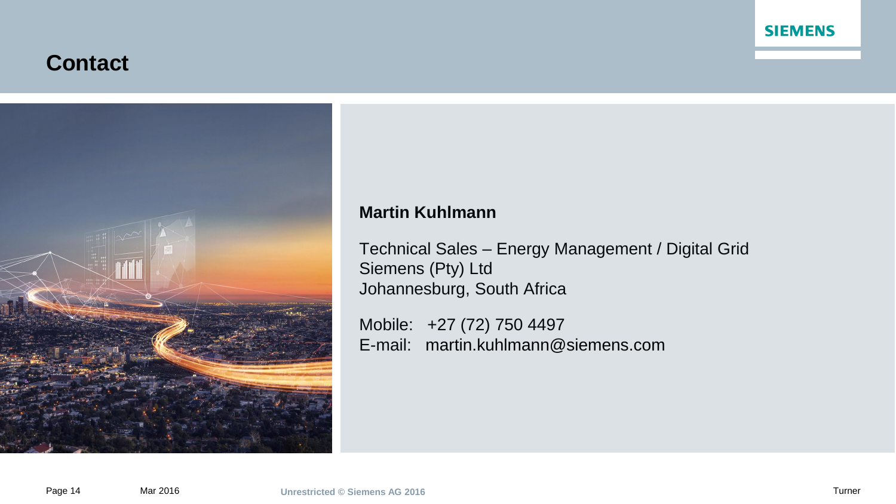# Contact

**Martin Kuhlmann**

Technical Sales – Energy Management / Digital Grid
Siemens (Pty) Ltd
Johannesburg, South Africa

Mobile: +27 (72) 750 4497
E-mail: martin.kuhlmann@siemens.com